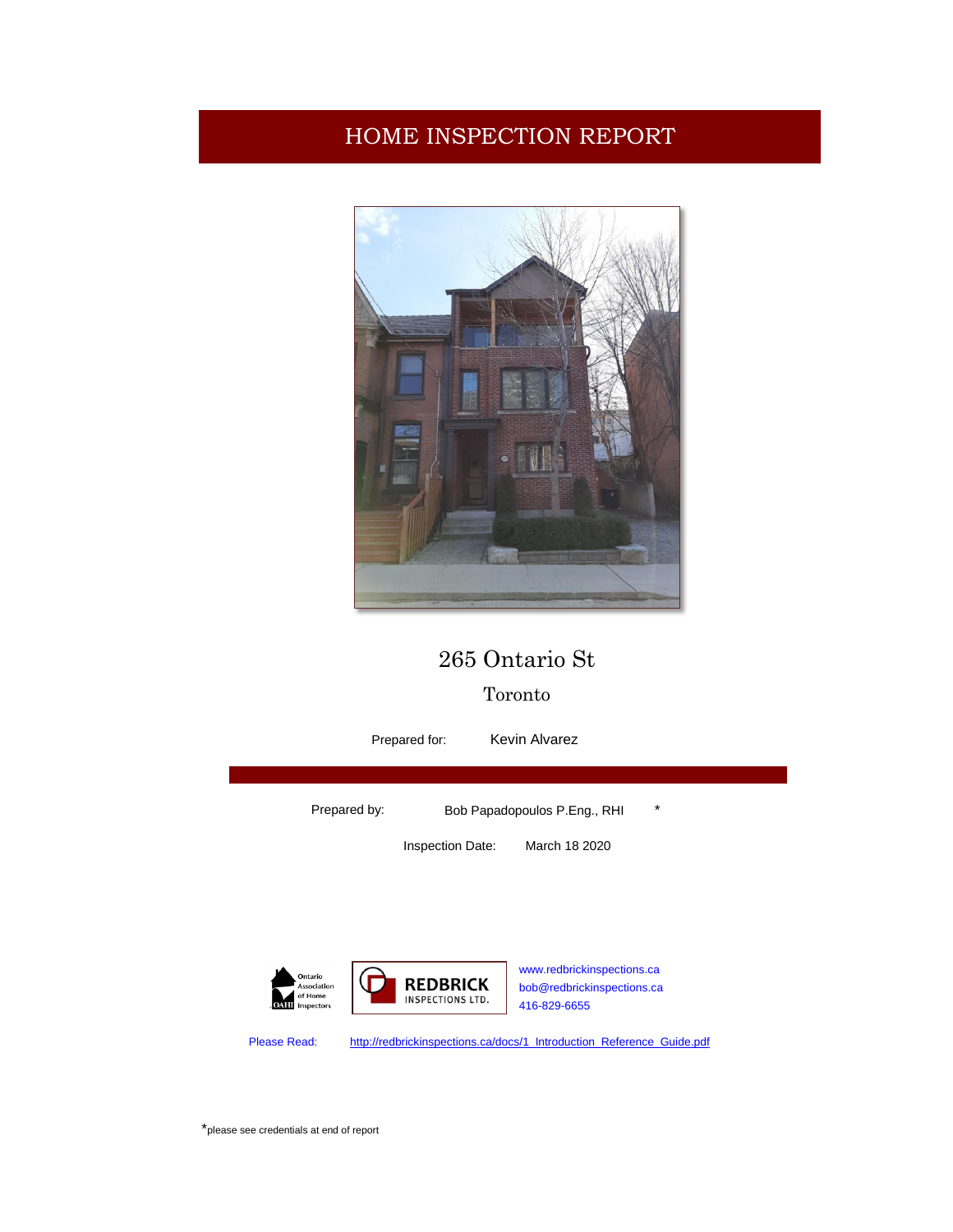# HOME INSPECTION REPORT

## 265 Ontario St

### Toronto

Prepared for: Kevin Alvarez

Prepared by: Bob Papadopoulos P.Eng., RHI *

Inspection Date: March 18 2020

Ontario Association of Home Inspectors OAHI

REDBRICK INSPECTIONS LTD.

www.redbrickinspections.ca
bob@redbrickinspections.ca
416-829-6655

Please Read: http://redbrickinspections.ca/docs/1_Introduction_Reference_Guide.pdf

*please see credentials at end of report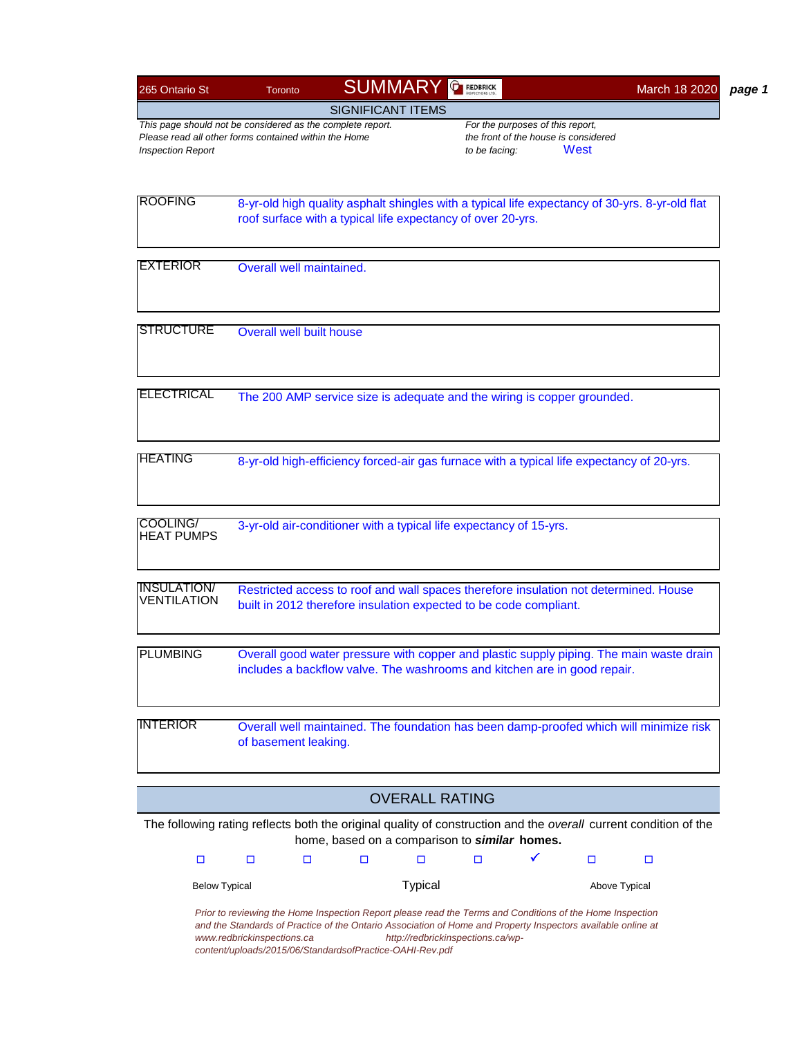| 265 Ontario St | Toronto | SUMMARY | March 18 2020 |
|---|---|---|---|

## SIGNIFICANT ITEMS

*This page should not be considered as the complete report. Please read all other forms contained within the Home Inspection Report*

*For the purposes of this report, the front of the house is considered to be facing:* West

| | |
|---|---|
| ROOFING | 8-yr-old high quality asphalt shingles with a typical life expectancy of 30-yrs. 8-yr-old flat roof surface with a typical life expectancy of over 20-yrs. |
| EXTERIOR | Overall well maintained. |
| STRUCTURE | Overall well built house |
| ELECTRICAL | The 200 AMP service size is adequate and the wiring is copper grounded. |
| HEATING | 8-yr-old high-efficiency forced-air gas furnace with a typical life expectancy of 20-yrs. |
| COOLING/ HEAT PUMPS | 3-yr-old air-conditioner with a typical life expectancy of 15-yrs. |
| INSULATION/ VENTILATION | Restricted access to roof and wall spaces therefore insulation not determined. House built in 2012 therefore insulation expected to be code compliant. |
| PLUMBING | Overall good water pressure with copper and plastic supply piping. The main waste drain includes a backflow valve. The washrooms and kitchen are in good repair. |
| INTERIOR | Overall well maintained. The foundation has been damp-proofed which will minimize risk of basement leaking. |

## OVERALL RATING

The following rating reflects both the original quality of construction and the *overall* current condition of the home, based on a comparison to ***similar*** **homes.**

| ☐ | ☐ | ☐ | ☐ | ☐ | ☐ | ✓ | ☐ | ☐ |
|---|---|---|---|---|---|---|---|---|
| Below Typical | | | | Typical | | | Above Typical | |

*Prior to reviewing the Home Inspection Report please read the Terms and Conditions of the Home Inspection and the Standards of Practice of the Ontario Association of Home and Property Inspectors available online at www.redbrickinspections.ca http://redbrickinspections.ca/wp-content/uploads/2015/06/StandardsofPractice-OAHI-Rev.pdf*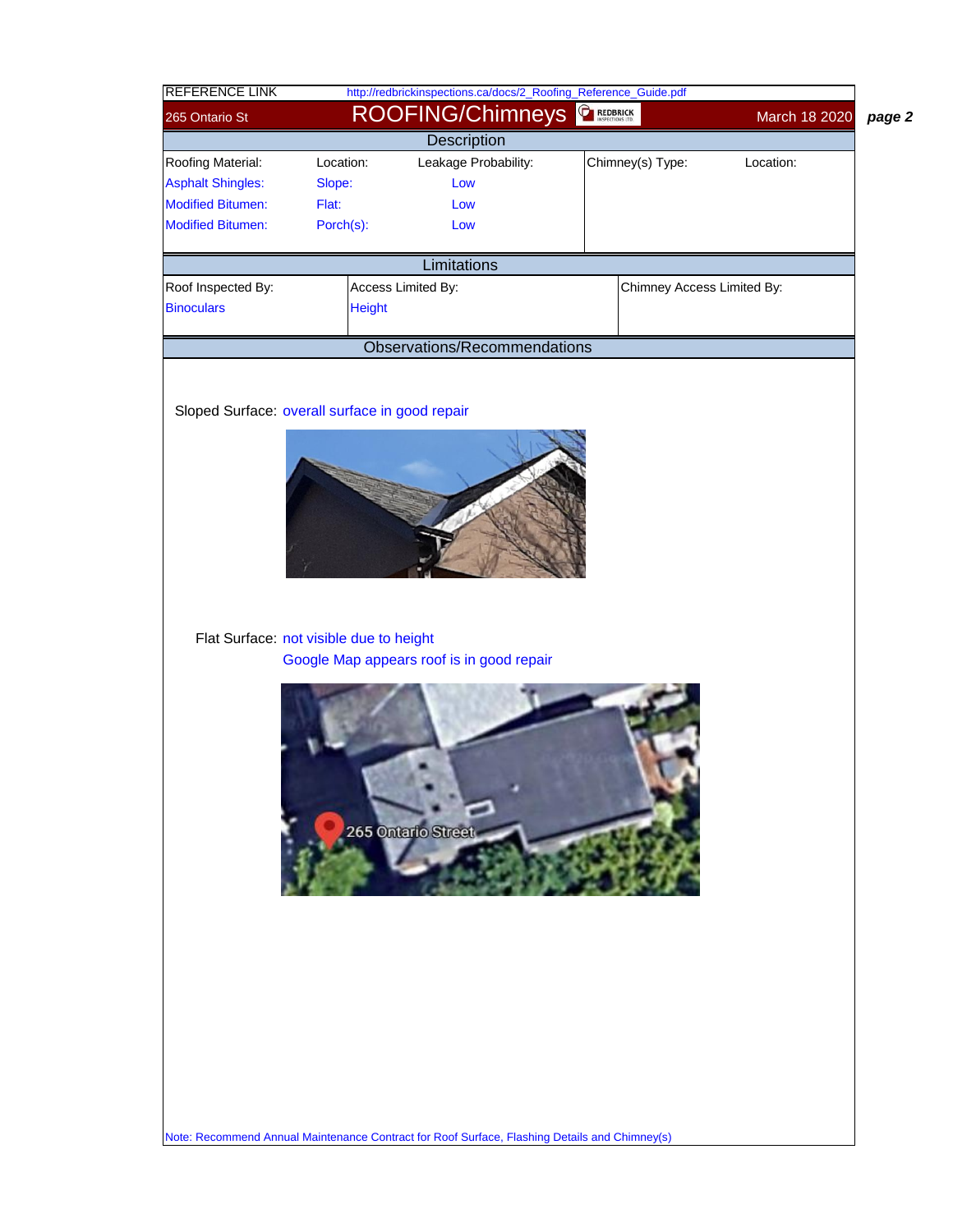REFERENCE LINK http://redbrickinspections.ca/docs/2_Roofing_Reference_Guide.pdf

265 Ontario St

# ROOFING/Chimneys

March 18 2020

## Description

| Roofing Material: | Location: | Leakage Probability: | Chimney(s) Type: | Location: |
|---|---|---|---|---|
| Asphalt Shingles: | Slope: | Low | | |
| Modified Bitumen: | Flat: | Low | | |
| Modified Bitumen: | Porch(s): | Low | | |

## Limitations

| Roof Inspected By: | Access Limited By: | Chimney Access Limited By: |
|---|---|---|
| Binoculars | Height | |

## Observations/Recommendations

Sloped Surface: overall surface in good repair

Flat Surface: not visible due to height

Google Map appears roof is in good repair

Note: Recommend Annual Maintenance Contract for Roof Surface, Flashing Details and Chimney(s)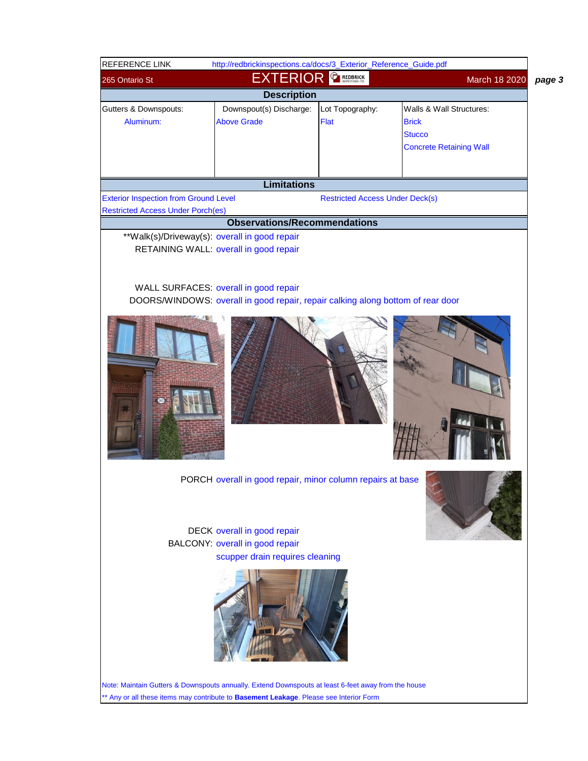REFERENCE LINK http://redbrickinspections.ca/docs/3_Exterior_Reference_Guide.pdf

265 Ontario St — **EXTERIOR** — March 18 2020

## Description

| Gutters & Downspouts: | Downspout(s) Discharge: | Lot Topography: | Walls & Wall Structures: |
|---|---|---|---|
| Aluminum: | Above Grade | Flat | Brick<br>Stucco<br>Concrete Retaining Wall |

## Limitations

Exterior Inspection from Ground Level

Restricted Access Under Deck(s)

Restricted Access Under Porch(es)

## Observations/Recommendations

**Walk(s)/Driveway(s): overall in good repair

RETAINING WALL: overall in good repair

WALL SURFACES: overall in good repair

DOORS/WINDOWS: overall in good repair, repair calking along bottom of rear door

PORCH overall in good repair, minor column repairs at base

DECK overall in good repair

BALCONY: overall in good repair

scupper drain requires cleaning

Note: Maintain Gutters & Downspouts annually. Extend Downspouts at least 6-feet away from the house

** Any or all these items may contribute to **Basement Leakage**. Please see Interior Form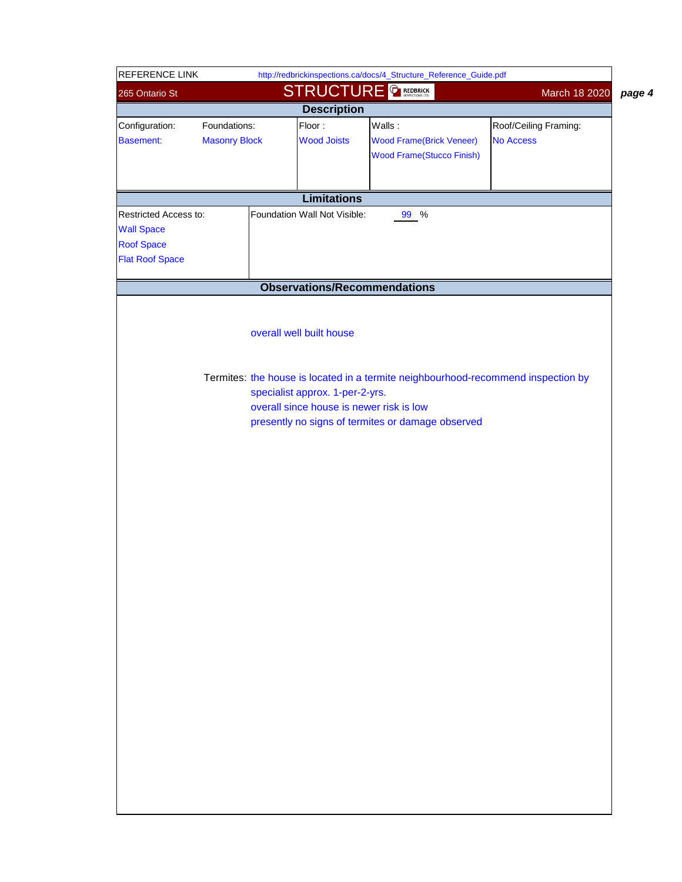REFERENCE LINK http://redbrickinspections.ca/docs/4_Structure_Reference_Guide.pdf

265 Ontario St

# STRUCTURE

March 18 2020

## Description

| Configuration: | Foundations: | Floor : | Walls : | Roof/Ceiling Framing: |
|---|---|---|---|---|
| Basement: | Masonry Block | Wood Joists | Wood Frame(Brick Veneer) | No Access |
| | | | Wood Frame(Stucco Finish) | |

## Limitations

| Restricted Access to: | Foundation Wall Not Visible: 99 % |
|---|---|
| Wall Space | |
| Roof Space | |
| Flat Roof Space | |

## Observations/Recommendations

overall well built house

Termites: the house is located in a termite neighbourhood-recommend inspection by specialist approx. 1-per-2-yrs.
overall since house is newer risk is low
presently no signs of termites or damage observed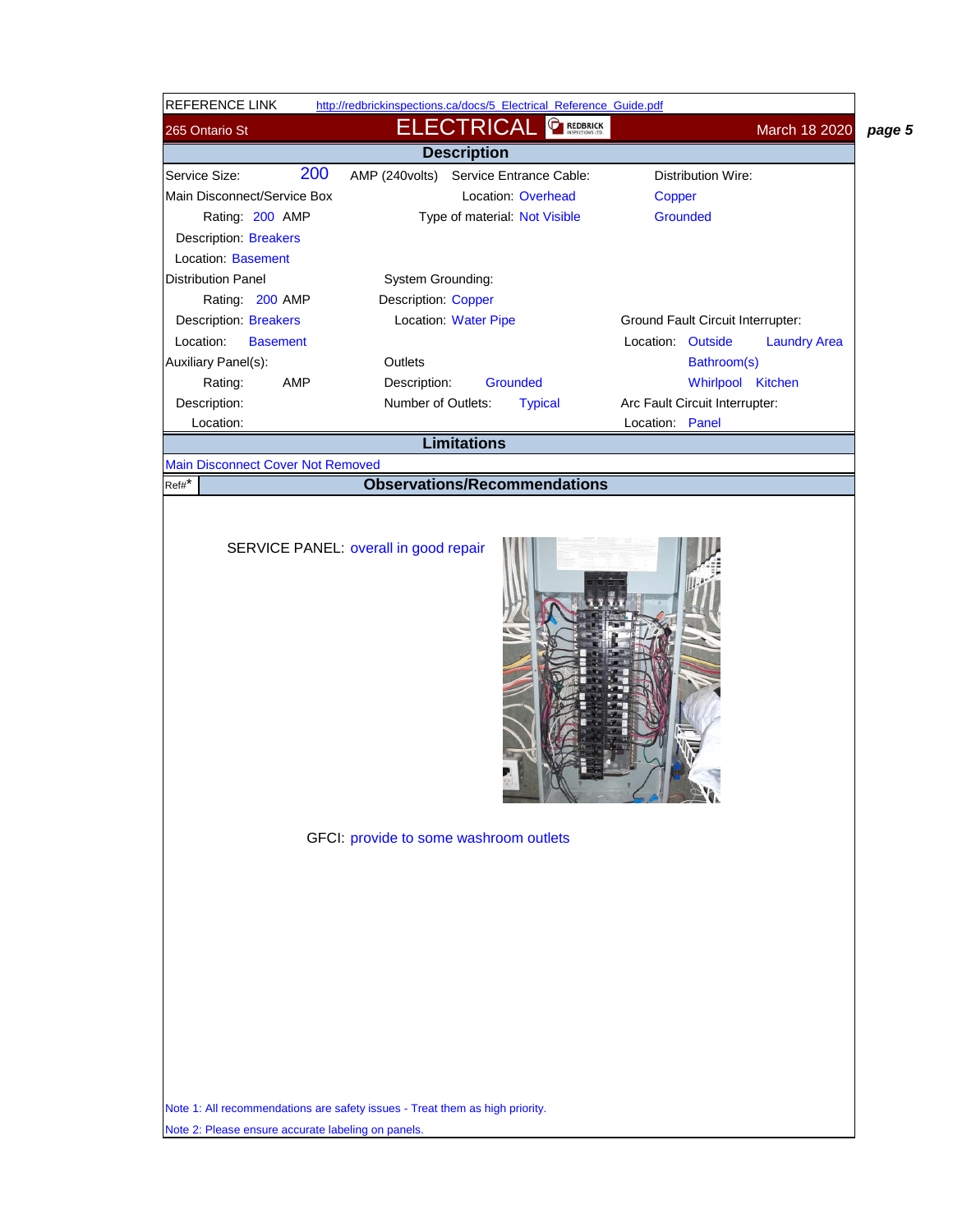REFERENCE LINK http://redbrickinspections.ca/docs/5_Electrical_Reference_Guide.pdf

265 Ontario St — **ELECTRICAL** — March 18 2020

## Description

| | | |
|---|---|---|
| Service Size: 200 AMP (240volts) | Service Entrance Cable: | Distribution Wire: |
| Main Disconnect/Service Box | Location: Overhead | Copper |
| Rating: 200 AMP | Type of material: Not Visible | Grounded |
| Description: Breakers | | |
| Location: Basement | | |
| Distribution Panel | System Grounding: | |
| Rating: 200 AMP | Description: Copper | |
| Description: Breakers | Location: Water Pipe | Ground Fault Circuit Interrupter: |
| Location: Basement | | Location: Outside Laundry Area |
| Auxiliary Panel(s): | Outlets | Bathroom(s) |
| Rating: AMP | Description: Grounded | Whirlpool Kitchen |
| Description: | Number of Outlets: Typical | Arc Fault Circuit Interrupter: |
| Location: | | Location: Panel |

## Limitations

Main Disconnect Cover Not Removed

## Observations/Recommendations

Ref#*

SERVICE PANEL: overall in good repair

GFCI: provide to some washroom outlets

Note 1: All recommendations are safety issues - Treat them as high priority.

Note 2: Please ensure accurate labeling on panels.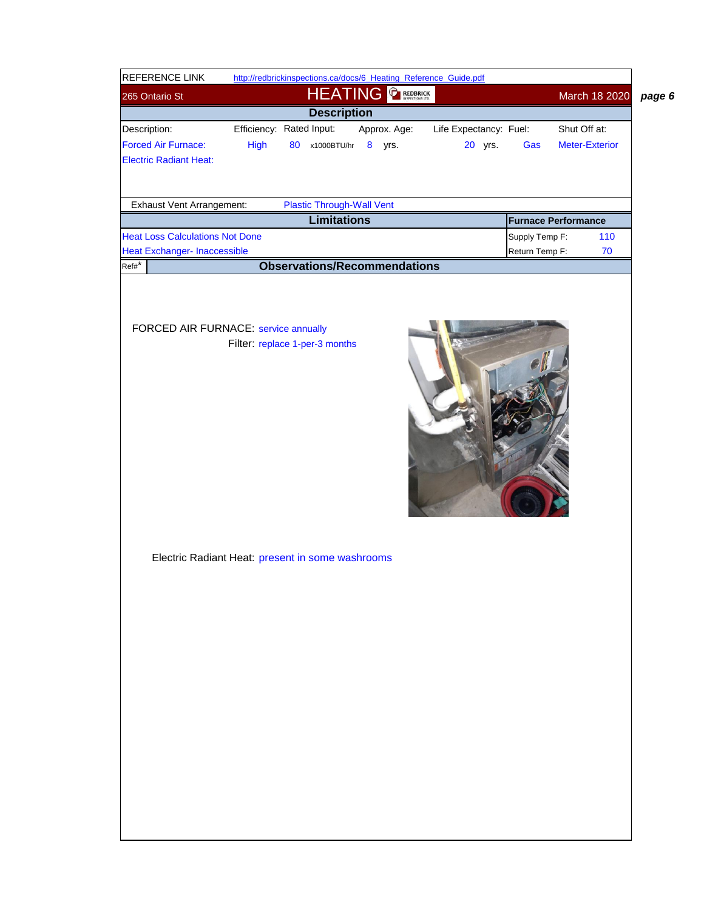REFERENCE LINK [http://redbrickinspections.ca/docs/6_Heating_Reference_Guide.pdf](http://redbrickinspections.ca/docs/6_Heating_Reference_Guide.pdf)

265 Ontario St

# HEATING

March 18 2020

## Description

| Description: | Efficiency: | Rated Input: | Approx. Age: | Life Expectancy: | Fuel: | Shut Off at: |
|---|---|---|---|---|---|---|
| Forced Air Furnace: | High | 80 x1000BTU/hr | 8 yrs. | 20 yrs. | Gas | Meter-Exterior |
| Electric Radiant Heat: | | | | | | |

Exhaust Vent Arrangement: Plastic Through-Wall Vent

| Limitations | Furnace Performance | |
|---|---|---|
| Heat Loss Calculations Not Done | Supply Temp F: | 110 |
| Heat Exchanger- Inaccessible | Return Temp F: | 70 |

## Observations/Recommendations

Ref#*

FORCED AIR FURNACE: service annually

Filter: replace 1-per-3 months

Electric Radiant Heat: present in some washrooms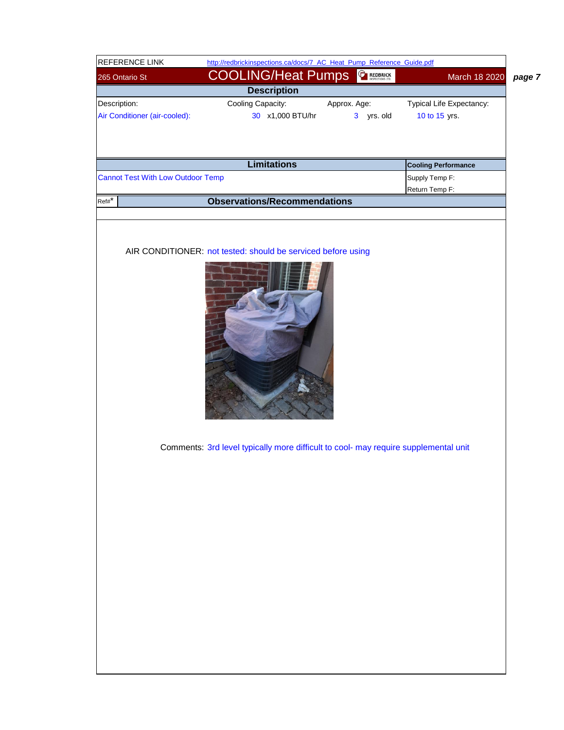REFERENCE LINK: http://redbrickinspections.ca/docs/7_AC_Heat_Pump_Reference_Guide.pdf

265 Ontario St

# COOLING/Heat Pumps

March 18 2020

## Description

| Description: | Cooling Capacity: | Approx. Age: | Typical Life Expectancy: |
|---|---|---|---|
| Air Conditioner (air-cooled): | 30 x1,000 BTU/hr | 3 yrs. old | 10 to 15 yrs. |

## Limitations

| Limitations | Cooling Performance |
|---|---|
| Cannot Test With Low Outdoor Temp | Supply Temp F: |
| | Return Temp F: |

## Observations/Recommendations

Ref#*

AIR CONDITIONER: not tested: should be serviced before using

Comments: 3rd level typically more difficult to cool- may require supplemental unit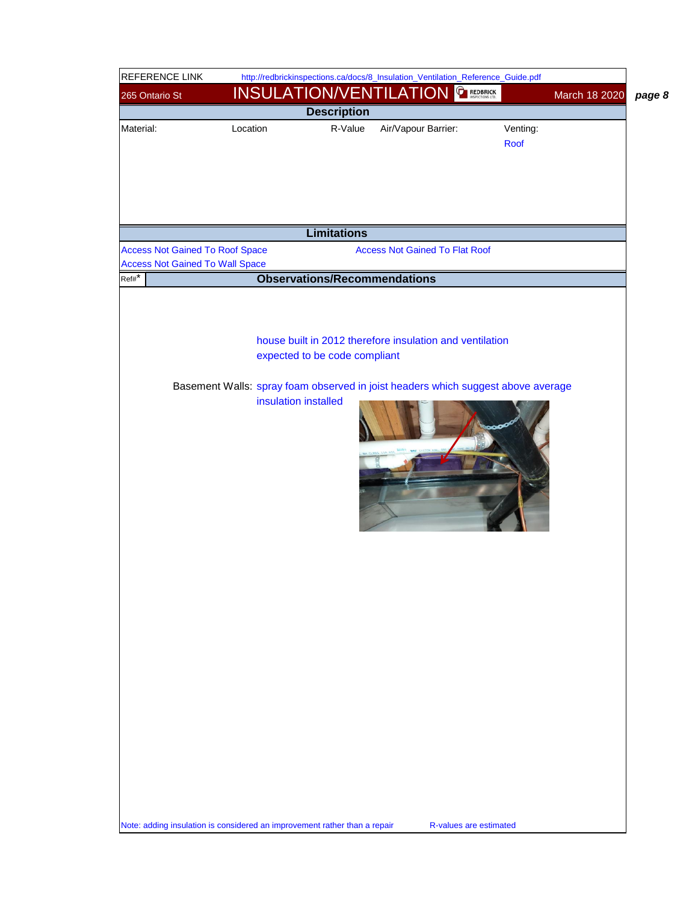REFERENCE LINK http://redbrickinspections.ca/docs/8_Insulation_Ventilation_Reference_Guide.pdf

265 Ontario St

# INSULATION/VENTILATION

March 18 2020

## Description

| Material: | Location | R-Value | Air/Vapour Barrier: | Venting: |
|---|---|---|---|---|
| | | | | Roof |

## Limitations

Access Not Gained To Roof Space

Access Not Gained To Flat Roof

Access Not Gained To Wall Space

## Observations/Recommendations

Ref#*

house built in 2012 therefore insulation and ventilation expected to be code compliant

Basement Walls: spray foam observed in joist headers which suggest above average insulation installed

Note: adding insulation is considered an improvement rather than a repair

R-values are estimated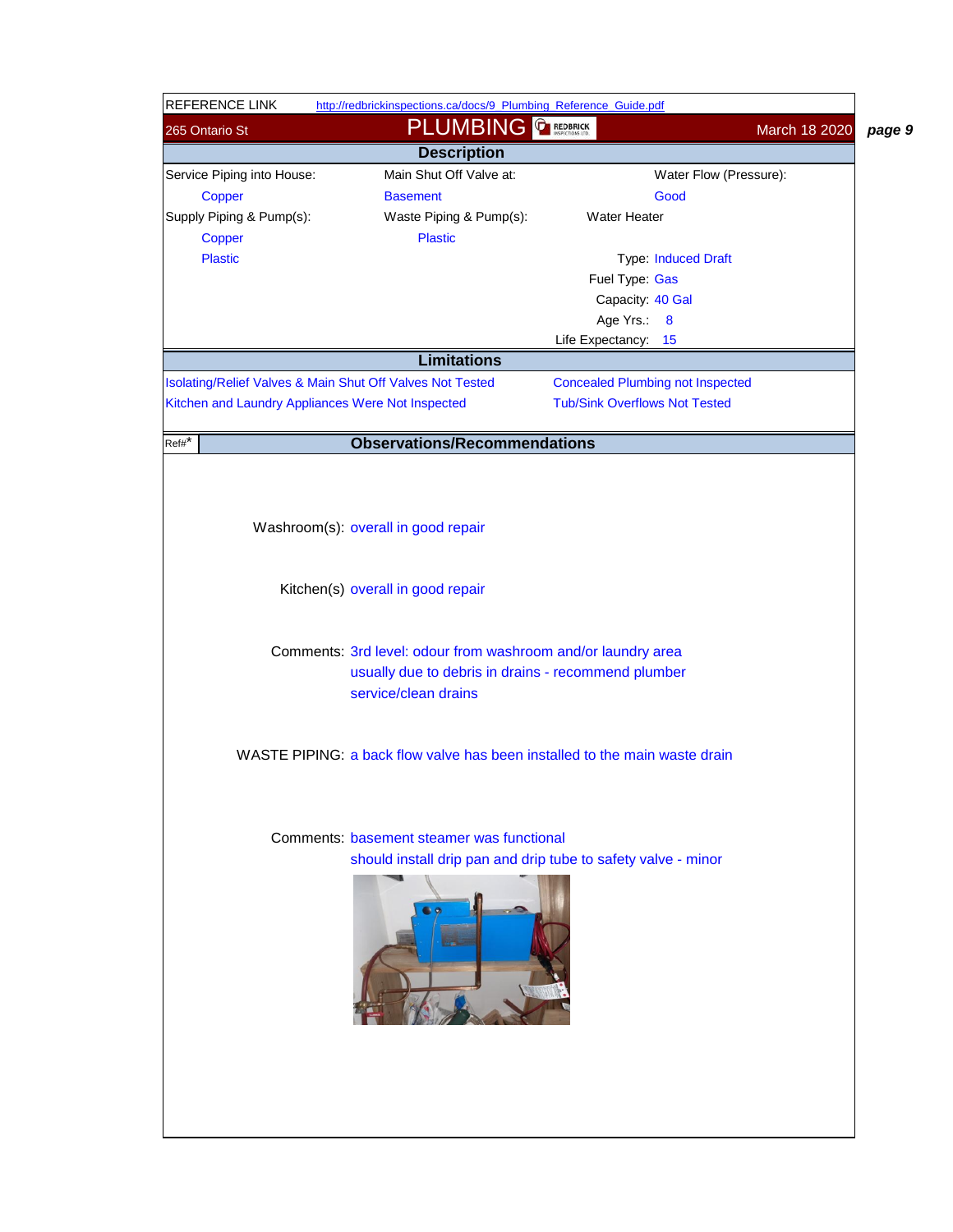REFERENCE LINK http://redbrickinspections.ca/docs/9_Plumbing_Reference_Guide.pdf

265 Ontario St — **PLUMBING** — March 18 2020

## Description

| Service Piping into House: | Main Shut Off Valve at: | Water Flow (Pressure): |
|---|---|---|
| Copper | Basement | Good |
| **Supply Piping & Pump(s):** | **Waste Piping & Pump(s):** | **Water Heater** |
| Copper | Plastic | |
| Plastic | | Type: Induced Draft |
| | | Fuel Type: Gas |
| | | Capacity: 40 Gal |
| | | Age Yrs.: 8 |
| | | Life Expectancy: 15 |

## Limitations

- Isolating/Relief Valves & Main Shut Off Valves Not Tested
- Kitchen and Laundry Appliances Were Not Inspected
- Concealed Plumbing not Inspected
- Tub/Sink Overflows Not Tested

## Observations/Recommendations

Ref#*

Washroom(s): overall in good repair

Kitchen(s) overall in good repair

Comments: 3rd level: odour from washroom and/or laundry area usually due to debris in drains - recommend plumber service/clean drains

WASTE PIPING: a back flow valve has been installed to the main waste drain

Comments: basement steamer was functional
should install drip pan and drip tube to safety valve - minor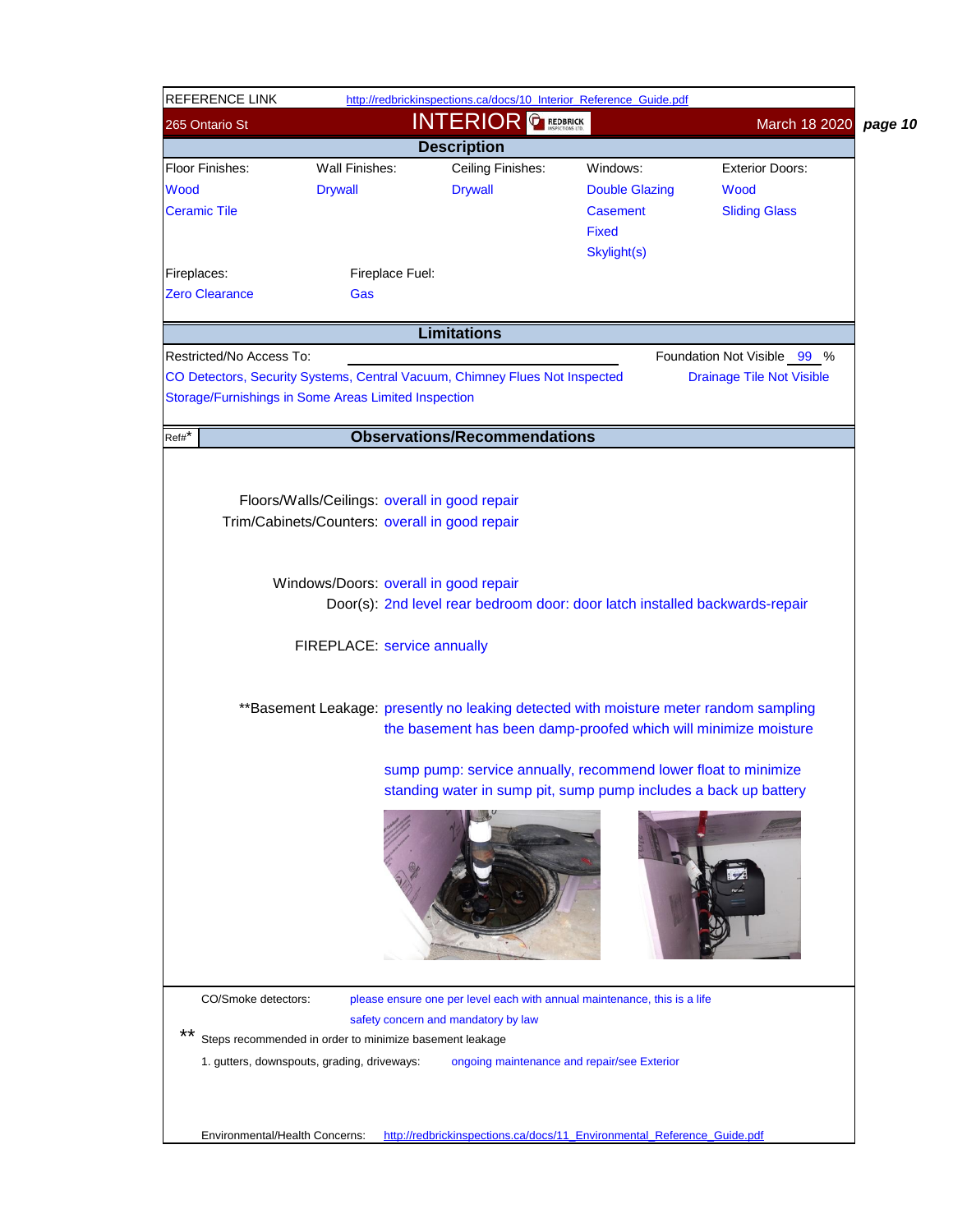REFERENCE LINK http://redbrickinspections.ca/docs/10_Interior_Reference_Guide.pdf

265 Ontario St — **INTERIOR** — March 18 2020

## Description

| Floor Finishes: | Wall Finishes: | Ceiling Finishes: | Windows: | Exterior Doors: |
|---|---|---|---|---|
| Wood | Drywall | Drywall | Double Glazing | Wood |
| Ceramic Tile | | | Casement | Sliding Glass |
| | | | Fixed | |
| | | | Skylight(s) | |

| Fireplaces: | Fireplace Fuel: |
|---|---|
| Zero Clearance | Gas |

## Limitations

Restricted/No Access To:

CO Detectors, Security Systems, Central Vacuum, Chimney Flues Not Inspected

Storage/Furnishings in Some Areas Limited Inspection

Foundation Not Visible 99 %

Drainage Tile Not Visible

## Observations/Recommendations

Ref#*

Floors/Walls/Ceilings: overall in good repair

Trim/Cabinets/Counters: overall in good repair

Windows/Doors: overall in good repair

Door(s): 2nd level rear bedroom door: door latch installed backwards-repair

FIREPLACE: service annually

**Basement Leakage: presently no leaking detected with moisture meter random sampling
the basement has been damp-proofed which will minimize moisture

sump pump: service annually, recommend lower float to minimize standing water in sump pit, sump pump includes a back up battery

CO/Smoke detectors: please ensure one per level each with annual maintenance, this is a life safety concern and mandatory by law

** Steps recommended in order to minimize basement leakage

1. gutters, downspouts, grading, driveways: ongoing maintenance and repair/see Exterior

Environmental/Health Concerns: http://redbrickinspections.ca/docs/11_Environmental_Reference_Guide.pdf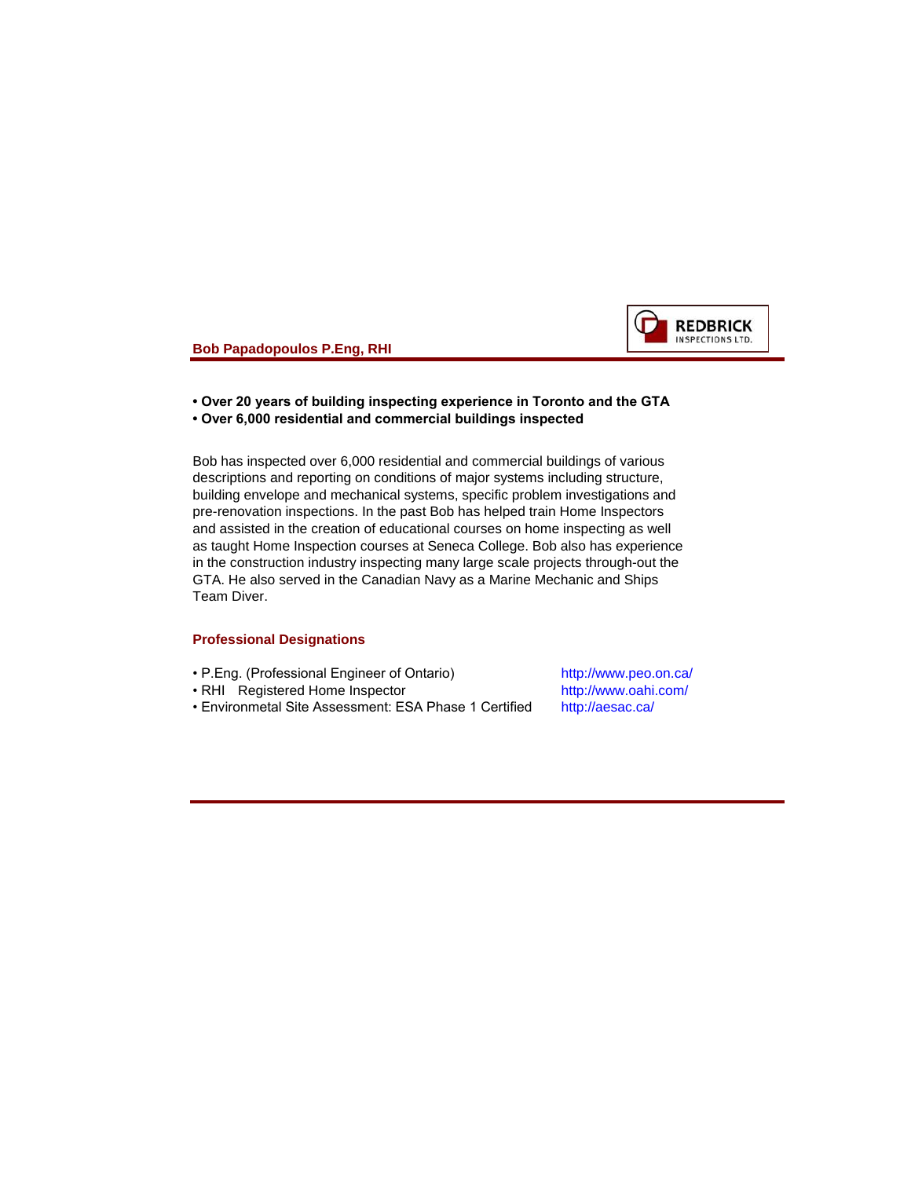REDBRICK INSPECTIONS LTD.

## Bob Papadopoulos P.Eng, RHI

- **Over 20 years of building inspecting experience in Toronto and the GTA**
- **Over 6,000 residential and commercial buildings inspected**

Bob has inspected over 6,000 residential and commercial buildings of various descriptions and reporting on conditions of major systems including structure, building envelope and mechanical systems, specific problem investigations and pre-renovation inspections. In the past Bob has helped train Home Inspectors and assisted in the creation of educational courses on home inspecting as well as taught Home Inspection courses at Seneca College. Bob also has experience in the construction industry inspecting many large scale projects through-out the GTA. He also served in the Canadian Navy as a Marine Mechanic and Ships Team Diver.

### Professional Designations

| | |
|---|---|
| • P.Eng. (Professional Engineer of Ontario) | http://www.peo.on.ca/ |
| • RHI Registered Home Inspector | http://www.oahi.com/ |
| • Environmetal Site Assessment: ESA Phase 1 Certified | http://aesac.ca/ |